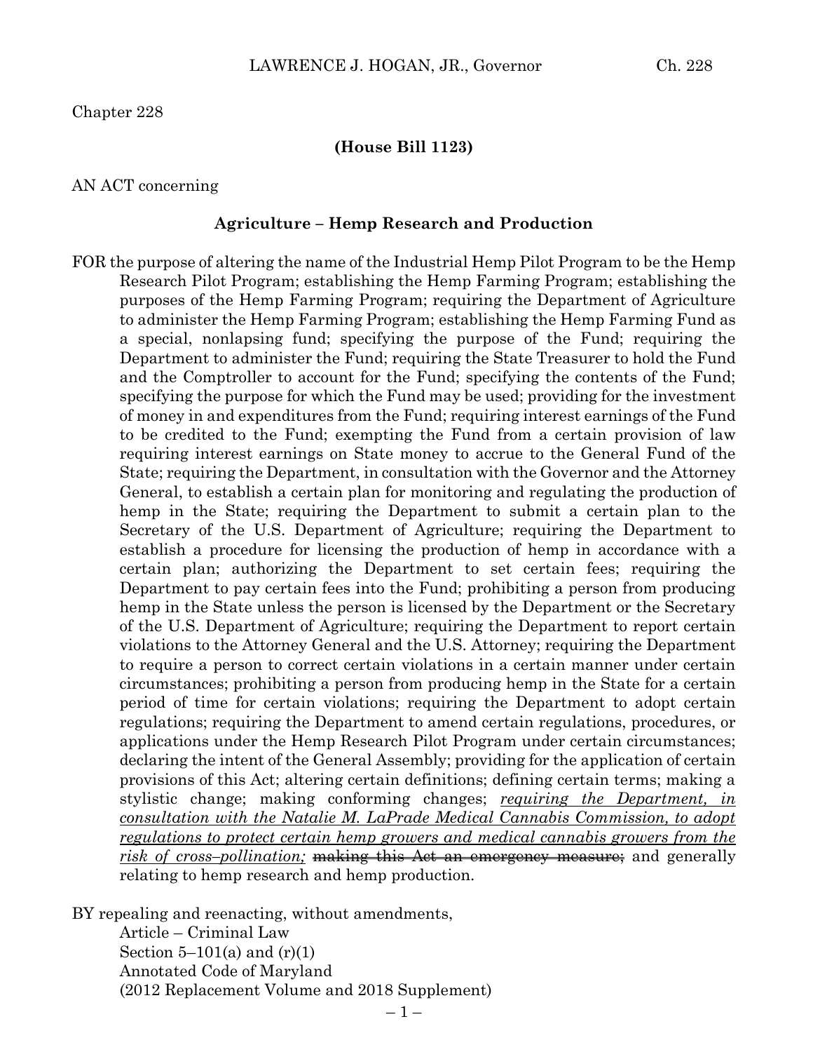Chapter 228

**(House Bill 1123)**

AN ACT concerning

**Agriculture – Hemp Research and Production**

FOR the purpose of altering the name of the Industrial Hemp Pilot Program to be the Hemp Research Pilot Program; establishing the Hemp Farming Program; establishing the purposes of the Hemp Farming Program; requiring the Department of Agriculture to administer the Hemp Farming Program; establishing the Hemp Farming Fund as a special, nonlapsing fund; specifying the purpose of the Fund; requiring the Department to administer the Fund; requiring the State Treasurer to hold the Fund and the Comptroller to account for the Fund; specifying the contents of the Fund; specifying the purpose for which the Fund may be used; providing for the investment of money in and expenditures from the Fund; requiring interest earnings of the Fund to be credited to the Fund; exempting the Fund from a certain provision of law requiring interest earnings on State money to accrue to the General Fund of the State; requiring the Department, in consultation with the Governor and the Attorney General, to establish a certain plan for monitoring and regulating the production of hemp in the State; requiring the Department to submit a certain plan to the Secretary of the U.S. Department of Agriculture; requiring the Department to establish a procedure for licensing the production of hemp in accordance with a certain plan; authorizing the Department to set certain fees; requiring the Department to pay certain fees into the Fund; prohibiting a person from producing hemp in the State unless the person is licensed by the Department or the Secretary of the U.S. Department of Agriculture; requiring the Department to report certain violations to the Attorney General and the U.S. Attorney; requiring the Department to require a person to correct certain violations in a certain manner under certain circumstances; prohibiting a person from producing hemp in the State for a certain period of time for certain violations; requiring the Department to adopt certain regulations; requiring the Department to amend certain regulations, procedures, or applications under the Hemp Research Pilot Program under certain circumstances; declaring the intent of the General Assembly; providing for the application of certain provisions of this Act; altering certain definitions; defining certain terms; making a stylistic change; making conforming changes; <u>*requiring the Department, in consultation with the Natalie M. LaPrade Medical Cannabis Commission, to adopt regulations to protect certain hemp growers and medical cannabis growers from the risk of cross–pollination;*</u> ~~making this Act an emergency measure;~~ and generally relating to hemp research and hemp production.

BY repealing and reenacting, without amendments,
Article – Criminal Law
Section 5–101(a) and (r)(1)
Annotated Code of Maryland
(2012 Replacement Volume and 2018 Supplement)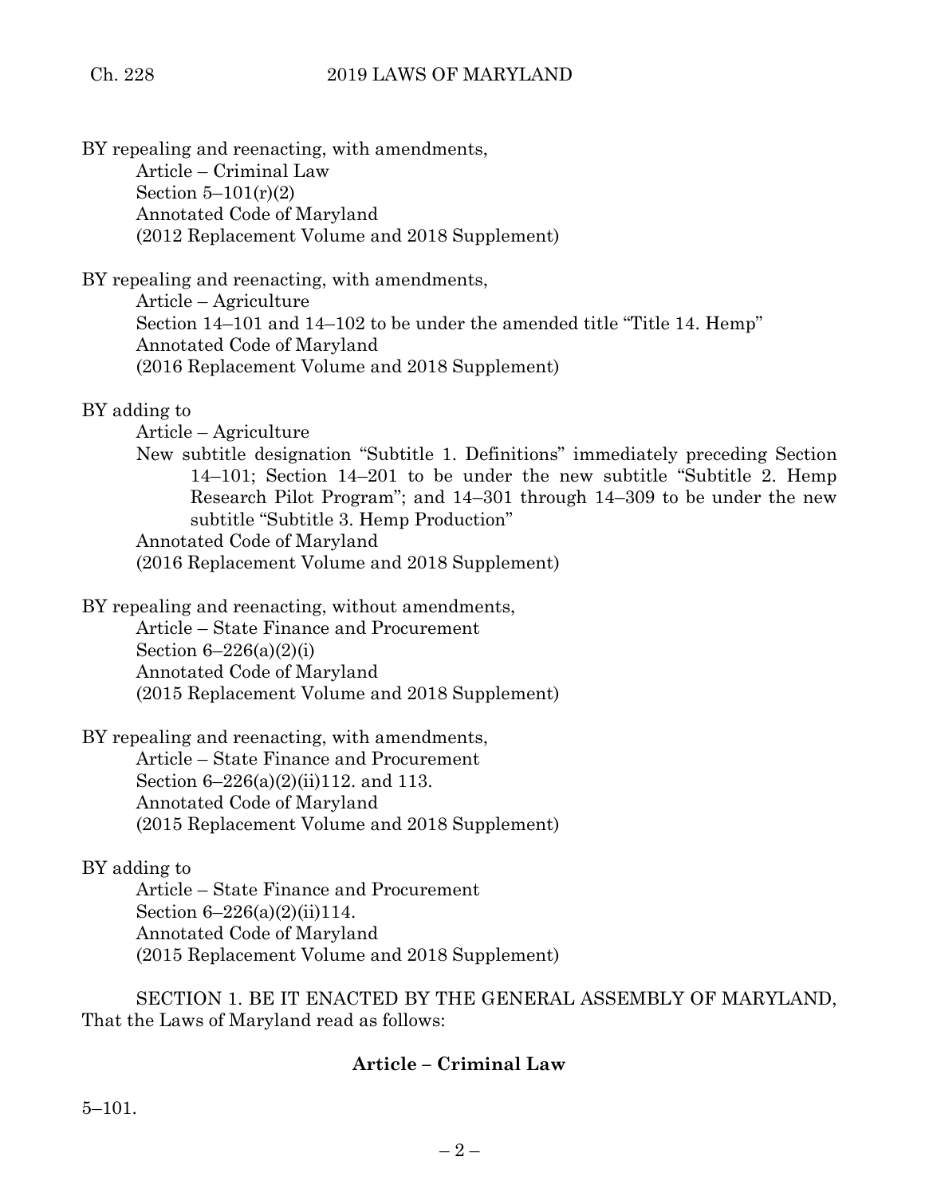BY repealing and reenacting, with amendments,
Article – Criminal Law
Section 5–101(r)(2)
Annotated Code of Maryland
(2012 Replacement Volume and 2018 Supplement)

BY repealing and reenacting, with amendments,
Article – Agriculture
Section 14–101 and 14–102 to be under the amended title "Title 14. Hemp"
Annotated Code of Maryland
(2016 Replacement Volume and 2018 Supplement)

BY adding to
Article – Agriculture
New subtitle designation "Subtitle 1. Definitions" immediately preceding Section 14–101; Section 14–201 to be under the new subtitle "Subtitle 2. Hemp Research Pilot Program"; and 14–301 through 14–309 to be under the new subtitle "Subtitle 3. Hemp Production"
Annotated Code of Maryland
(2016 Replacement Volume and 2018 Supplement)

BY repealing and reenacting, without amendments,
Article – State Finance and Procurement
Section 6–226(a)(2)(i)
Annotated Code of Maryland
(2015 Replacement Volume and 2018 Supplement)

BY repealing and reenacting, with amendments,
Article – State Finance and Procurement
Section 6–226(a)(2)(ii)112. and 113.
Annotated Code of Maryland
(2015 Replacement Volume and 2018 Supplement)

BY adding to
Article – State Finance and Procurement
Section 6–226(a)(2)(ii)114.
Annotated Code of Maryland
(2015 Replacement Volume and 2018 Supplement)

SECTION 1. BE IT ENACTED BY THE GENERAL ASSEMBLY OF MARYLAND, That the Laws of Maryland read as follows:

**Article – Criminal Law**

5–101.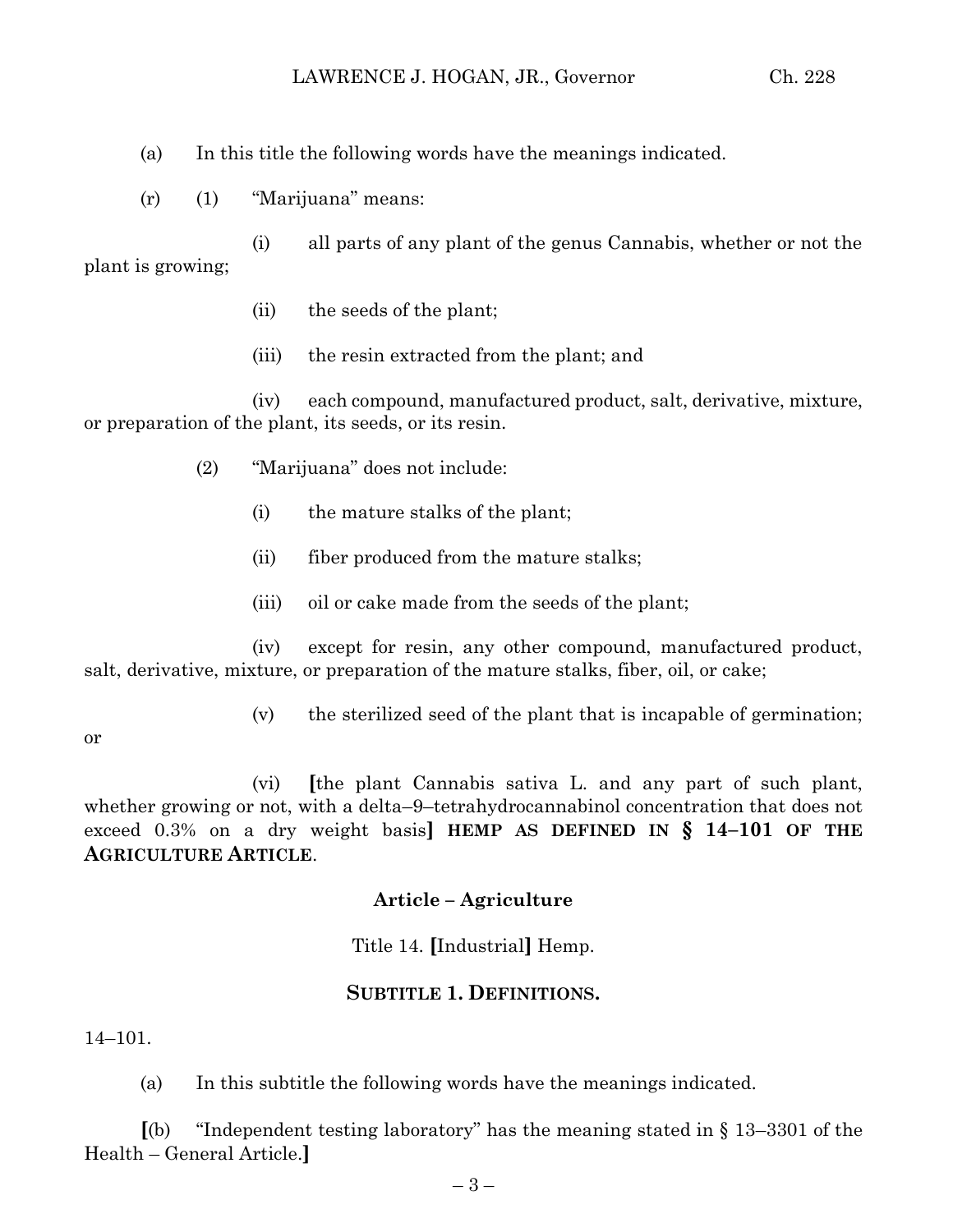(a) In this title the following words have the meanings indicated.

(r) (1) "Marijuana" means:

(i) all parts of any plant of the genus Cannabis, whether or not the plant is growing;

(ii) the seeds of the plant;

(iii) the resin extracted from the plant; and

(iv) each compound, manufactured product, salt, derivative, mixture, or preparation of the plant, its seeds, or its resin.

(2) "Marijuana" does not include:

(i) the mature stalks of the plant;

(ii) fiber produced from the mature stalks;

(iii) oil or cake made from the seeds of the plant;

(iv) except for resin, any other compound, manufactured product, salt, derivative, mixture, or preparation of the mature stalks, fiber, oil, or cake;

(v) the sterilized seed of the plant that is incapable of germination; or

(vi) **[**the plant Cannabis sativa L. and any part of such plant, whether growing or not, with a delta–9–tetrahydrocannabinol concentration that does not exceed 0.3% on a dry weight basis**]** **HEMP AS DEFINED IN § 14–101 OF THE AGRICULTURE ARTICLE**.

**Article – Agriculture**

Title 14. **[**Industrial**]** Hemp.

**SUBTITLE 1. DEFINITIONS.**

14–101.

(a) In this subtitle the following words have the meanings indicated.

**[**(b) "Independent testing laboratory" has the meaning stated in § 13–3301 of the Health – General Article.**]**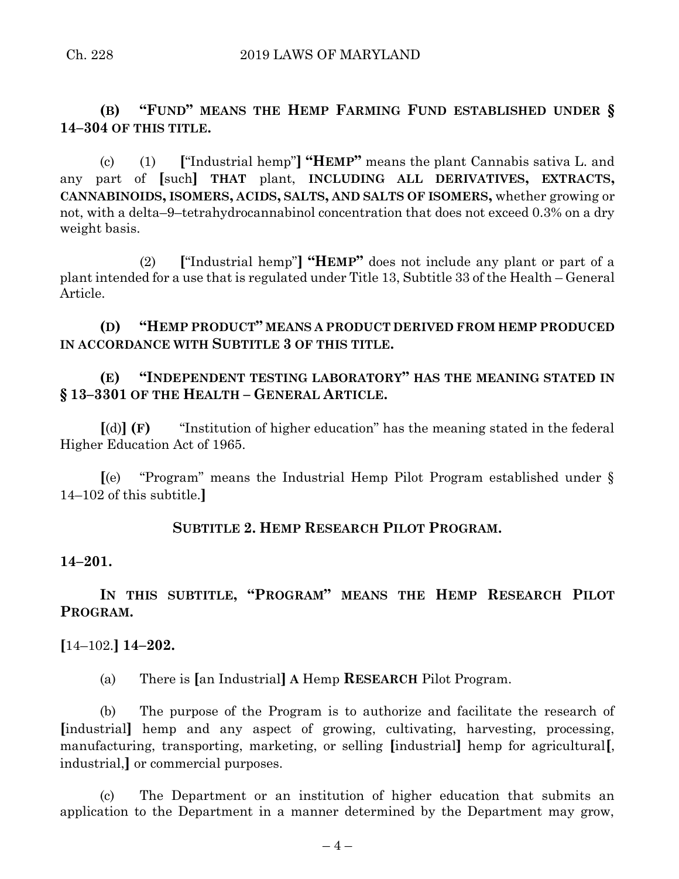**(B) "FUND" MEANS THE HEMP FARMING FUND ESTABLISHED UNDER § 14–304 OF THIS TITLE.**

(c) (1) [“Industrial hemp”] **"HEMP"** means the plant Cannabis sativa L. and any part of [such] **THAT** plant, **INCLUDING ALL DERIVATIVES, EXTRACTS, CANNABINOIDS, ISOMERS, ACIDS, SALTS, AND SALTS OF ISOMERS,** whether growing or not, with a delta–9–tetrahydrocannabinol concentration that does not exceed 0.3% on a dry weight basis.

(2) [“Industrial hemp”] **"HEMP"** does not include any plant or part of a plant intended for a use that is regulated under Title 13, Subtitle 33 of the Health – General Article.

**(D) "HEMP PRODUCT" MEANS A PRODUCT DERIVED FROM HEMP PRODUCED IN ACCORDANCE WITH SUBTITLE 3 OF THIS TITLE.**

**(E) "INDEPENDENT TESTING LABORATORY" HAS THE MEANING STATED IN § 13–3301 OF THE HEALTH – GENERAL ARTICLE.**

[(d)] **(F)** “Institution of higher education” has the meaning stated in the federal Higher Education Act of 1965.

[(e) “Program” means the Industrial Hemp Pilot Program established under § 14–102 of this subtitle.]

**SUBTITLE 2. HEMP RESEARCH PILOT PROGRAM.**

**14–201.**

**IN THIS SUBTITLE, "PROGRAM" MEANS THE HEMP RESEARCH PILOT PROGRAM.**

[14–102.] **14–202.**

(a) There is [an Industrial] **A** Hemp **RESEARCH** Pilot Program.

(b) The purpose of the Program is to authorize and facilitate the research of [industrial] hemp and any aspect of growing, cultivating, harvesting, processing, manufacturing, transporting, marketing, or selling [industrial] hemp for agricultural[, industrial,] or commercial purposes.

(c) The Department or an institution of higher education that submits an application to the Department in a manner determined by the Department may grow,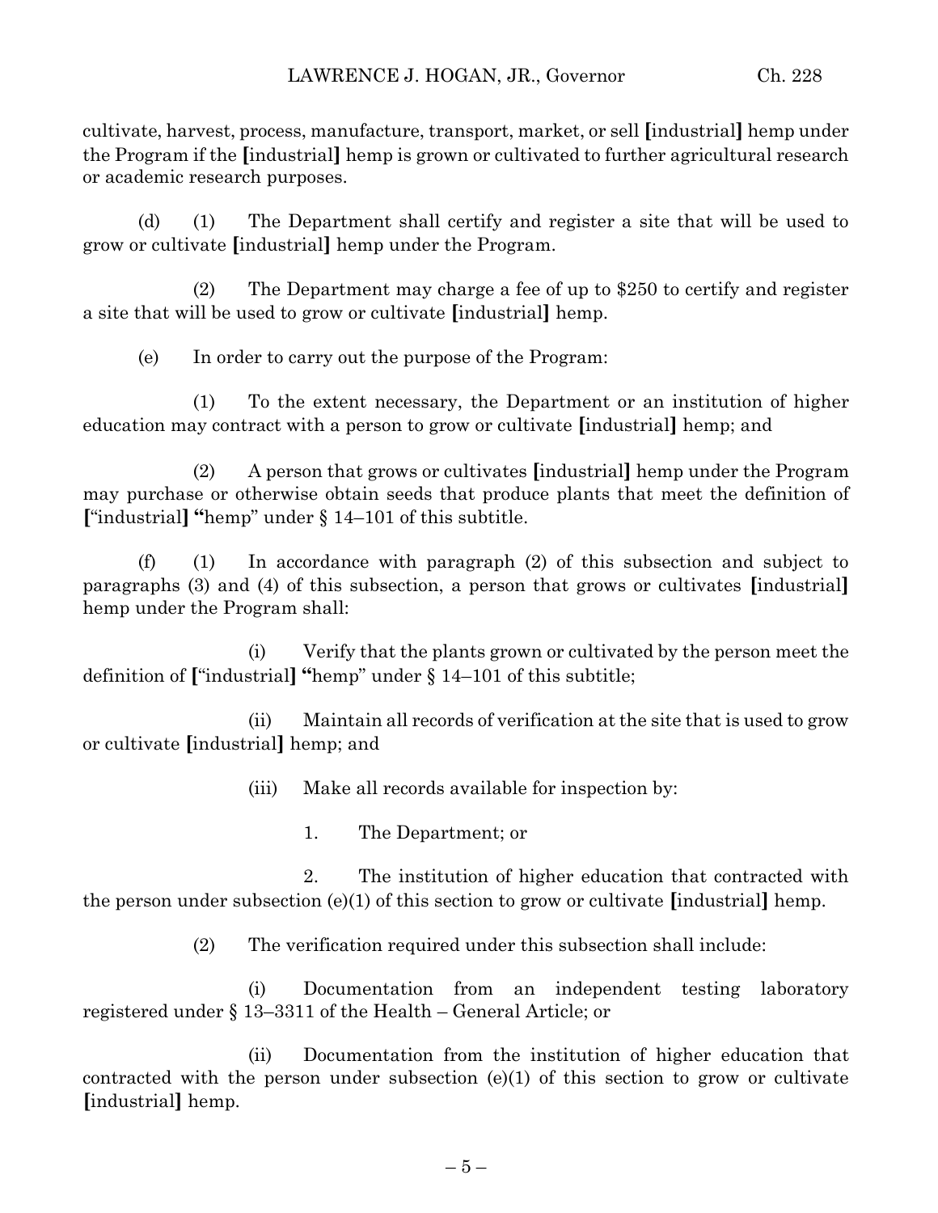cultivate, harvest, process, manufacture, transport, market, or sell [industrial] hemp under the Program if the [industrial] hemp is grown or cultivated to further agricultural research or academic research purposes.

(d) (1) The Department shall certify and register a site that will be used to grow or cultivate [industrial] hemp under the Program.

(2) The Department may charge a fee of up to $250 to certify and register a site that will be used to grow or cultivate [industrial] hemp.

(e) In order to carry out the purpose of the Program:

(1) To the extent necessary, the Department or an institution of higher education may contract with a person to grow or cultivate [industrial] hemp; and

(2) A person that grows or cultivates [industrial] hemp under the Program may purchase or otherwise obtain seeds that produce plants that meet the definition of ["industrial] "hemp" under § 14–101 of this subtitle.

(f) (1) In accordance with paragraph (2) of this subsection and subject to paragraphs (3) and (4) of this subsection, a person that grows or cultivates [industrial] hemp under the Program shall:

(i) Verify that the plants grown or cultivated by the person meet the definition of ["industrial] "hemp" under § 14–101 of this subtitle;

(ii) Maintain all records of verification at the site that is used to grow or cultivate [industrial] hemp; and

(iii) Make all records available for inspection by:

1. The Department; or

2. The institution of higher education that contracted with the person under subsection (e)(1) of this section to grow or cultivate [industrial] hemp.

(2) The verification required under this subsection shall include:

(i) Documentation from an independent testing laboratory registered under § 13–3311 of the Health – General Article; or

(ii) Documentation from the institution of higher education that contracted with the person under subsection (e)(1) of this section to grow or cultivate [industrial] hemp.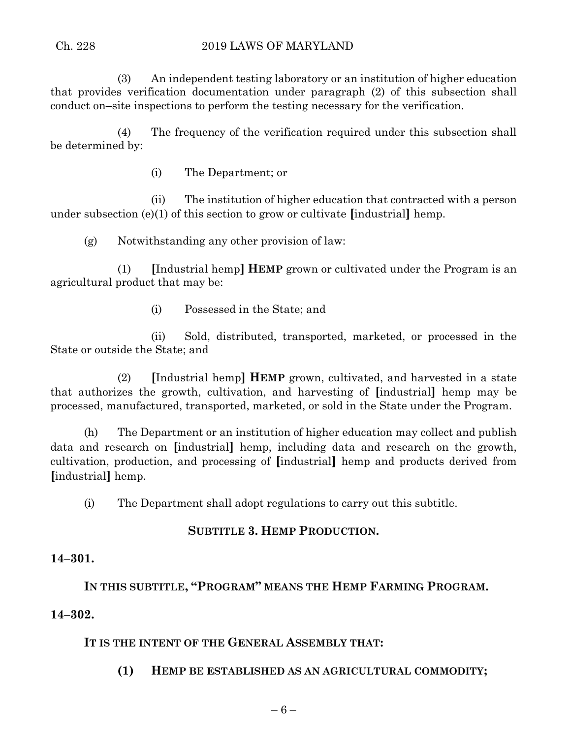(3) An independent testing laboratory or an institution of higher education that provides verification documentation under paragraph (2) of this subsection shall conduct on–site inspections to perform the testing necessary for the verification.

(4) The frequency of the verification required under this subsection shall be determined by:

(i) The Department; or

(ii) The institution of higher education that contracted with a person under subsection (e)(1) of this section to grow or cultivate [industrial] hemp.

(g) Notwithstanding any other provision of law:

(1) [Industrial hemp] **HEMP** grown or cultivated under the Program is an agricultural product that may be:

(i) Possessed in the State; and

(ii) Sold, distributed, transported, marketed, or processed in the State or outside the State; and

(2) [Industrial hemp] **HEMP** grown, cultivated, and harvested in a state that authorizes the growth, cultivation, and harvesting of [industrial] hemp may be processed, manufactured, transported, marketed, or sold in the State under the Program.

(h) The Department or an institution of higher education may collect and publish data and research on [industrial] hemp, including data and research on the growth, cultivation, production, and processing of [industrial] hemp and products derived from [industrial] hemp.

(i) The Department shall adopt regulations to carry out this subtitle.

**SUBTITLE 3. HEMP PRODUCTION.**

**14–301.**

**IN THIS SUBTITLE, "PROGRAM" MEANS THE HEMP FARMING PROGRAM.**

**14–302.**

**IT IS THE INTENT OF THE GENERAL ASSEMBLY THAT:**

**(1) HEMP BE ESTABLISHED AS AN AGRICULTURAL COMMODITY;**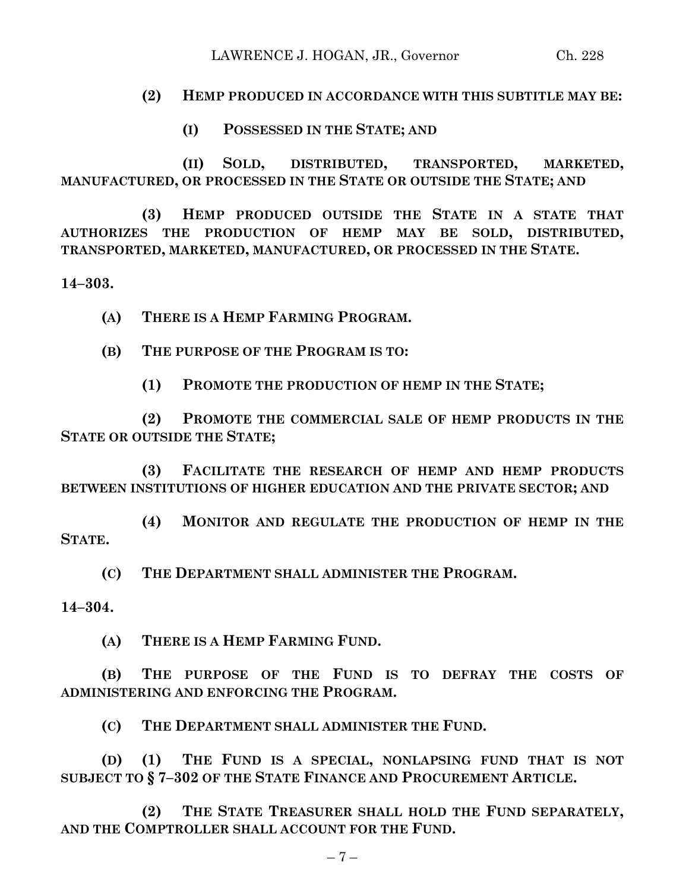**(2) HEMP PRODUCED IN ACCORDANCE WITH THIS SUBTITLE MAY BE:**

**(I) POSSESSED IN THE STATE; AND**

**(II) SOLD, DISTRIBUTED, TRANSPORTED, MARKETED, MANUFACTURED, OR PROCESSED IN THE STATE OR OUTSIDE THE STATE; AND**

**(3) HEMP PRODUCED OUTSIDE THE STATE IN A STATE THAT AUTHORIZES THE PRODUCTION OF HEMP MAY BE SOLD, DISTRIBUTED, TRANSPORTED, MARKETED, MANUFACTURED, OR PROCESSED IN THE STATE.**

**14–303.**

**(A) THERE IS A HEMP FARMING PROGRAM.**

**(B) THE PURPOSE OF THE PROGRAM IS TO:**

**(1) PROMOTE THE PRODUCTION OF HEMP IN THE STATE;**

**(2) PROMOTE THE COMMERCIAL SALE OF HEMP PRODUCTS IN THE STATE OR OUTSIDE THE STATE;**

**(3) FACILITATE THE RESEARCH OF HEMP AND HEMP PRODUCTS BETWEEN INSTITUTIONS OF HIGHER EDUCATION AND THE PRIVATE SECTOR; AND**

**(4) MONITOR AND REGULATE THE PRODUCTION OF HEMP IN THE STATE.**

**(C) THE DEPARTMENT SHALL ADMINISTER THE PROGRAM.**

**14–304.**

**(A) THERE IS A HEMP FARMING FUND.**

**(B) THE PURPOSE OF THE FUND IS TO DEFRAY THE COSTS OF ADMINISTERING AND ENFORCING THE PROGRAM.**

**(C) THE DEPARTMENT SHALL ADMINISTER THE FUND.**

**(D) (1) THE FUND IS A SPECIAL, NONLAPSING FUND THAT IS NOT SUBJECT TO § 7–302 OF THE STATE FINANCE AND PROCUREMENT ARTICLE.**

**(2) THE STATE TREASURER SHALL HOLD THE FUND SEPARATELY, AND THE COMPTROLLER SHALL ACCOUNT FOR THE FUND.**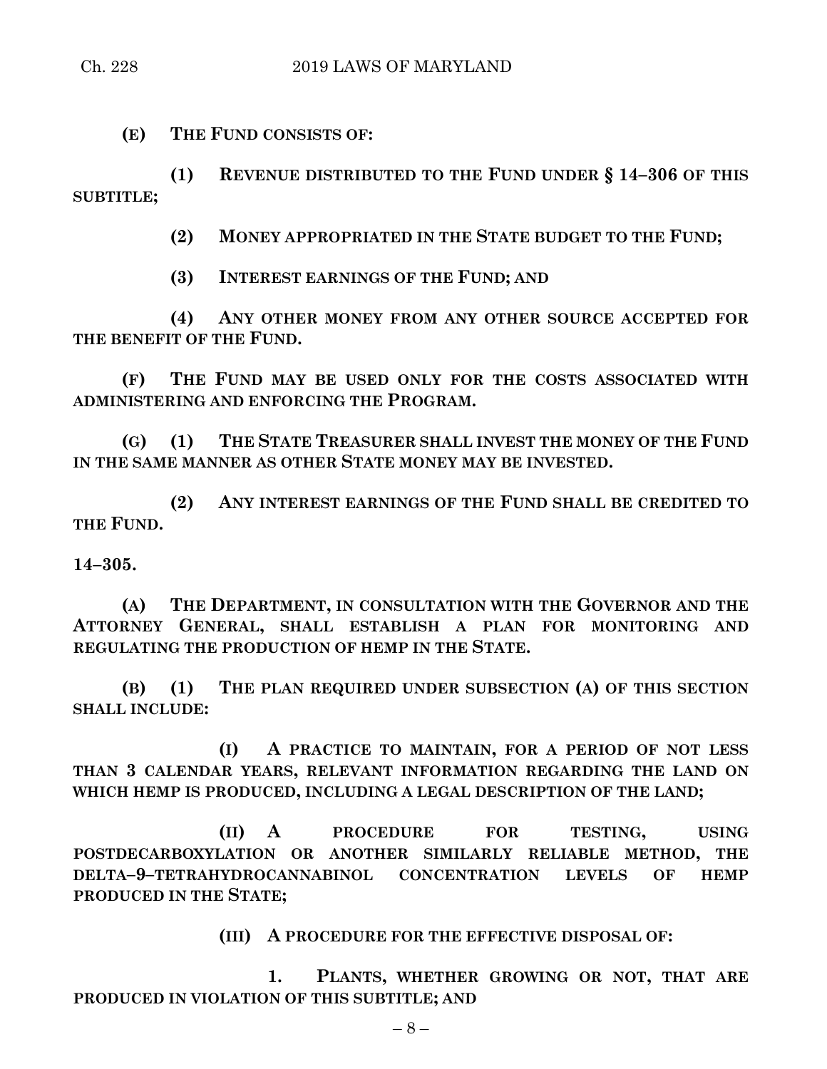**(E) THE FUND CONSISTS OF:**

**(1) REVENUE DISTRIBUTED TO THE FUND UNDER § 14–306 OF THIS SUBTITLE;**

**(2) MONEY APPROPRIATED IN THE STATE BUDGET TO THE FUND;**

**(3) INTEREST EARNINGS OF THE FUND; AND**

**(4) ANY OTHER MONEY FROM ANY OTHER SOURCE ACCEPTED FOR THE BENEFIT OF THE FUND.**

**(F) THE FUND MAY BE USED ONLY FOR THE COSTS ASSOCIATED WITH ADMINISTERING AND ENFORCING THE PROGRAM.**

**(G) (1) THE STATE TREASURER SHALL INVEST THE MONEY OF THE FUND IN THE SAME MANNER AS OTHER STATE MONEY MAY BE INVESTED.**

**(2) ANY INTEREST EARNINGS OF THE FUND SHALL BE CREDITED TO THE FUND.**

**14–305.**

**(A) THE DEPARTMENT, IN CONSULTATION WITH THE GOVERNOR AND THE ATTORNEY GENERAL, SHALL ESTABLISH A PLAN FOR MONITORING AND REGULATING THE PRODUCTION OF HEMP IN THE STATE.**

**(B) (1) THE PLAN REQUIRED UNDER SUBSECTION (A) OF THIS SECTION SHALL INCLUDE:**

**(I) A PRACTICE TO MAINTAIN, FOR A PERIOD OF NOT LESS THAN 3 CALENDAR YEARS, RELEVANT INFORMATION REGARDING THE LAND ON WHICH HEMP IS PRODUCED, INCLUDING A LEGAL DESCRIPTION OF THE LAND;**

**(II) A PROCEDURE FOR TESTING, USING POSTDECARBOXYLATION OR ANOTHER SIMILARLY RELIABLE METHOD, THE DELTA–9–TETRAHYDROCANNABINOL CONCENTRATION LEVELS OF HEMP PRODUCED IN THE STATE;**

**(III) A PROCEDURE FOR THE EFFECTIVE DISPOSAL OF:**

**1. PLANTS, WHETHER GROWING OR NOT, THAT ARE PRODUCED IN VIOLATION OF THIS SUBTITLE; AND**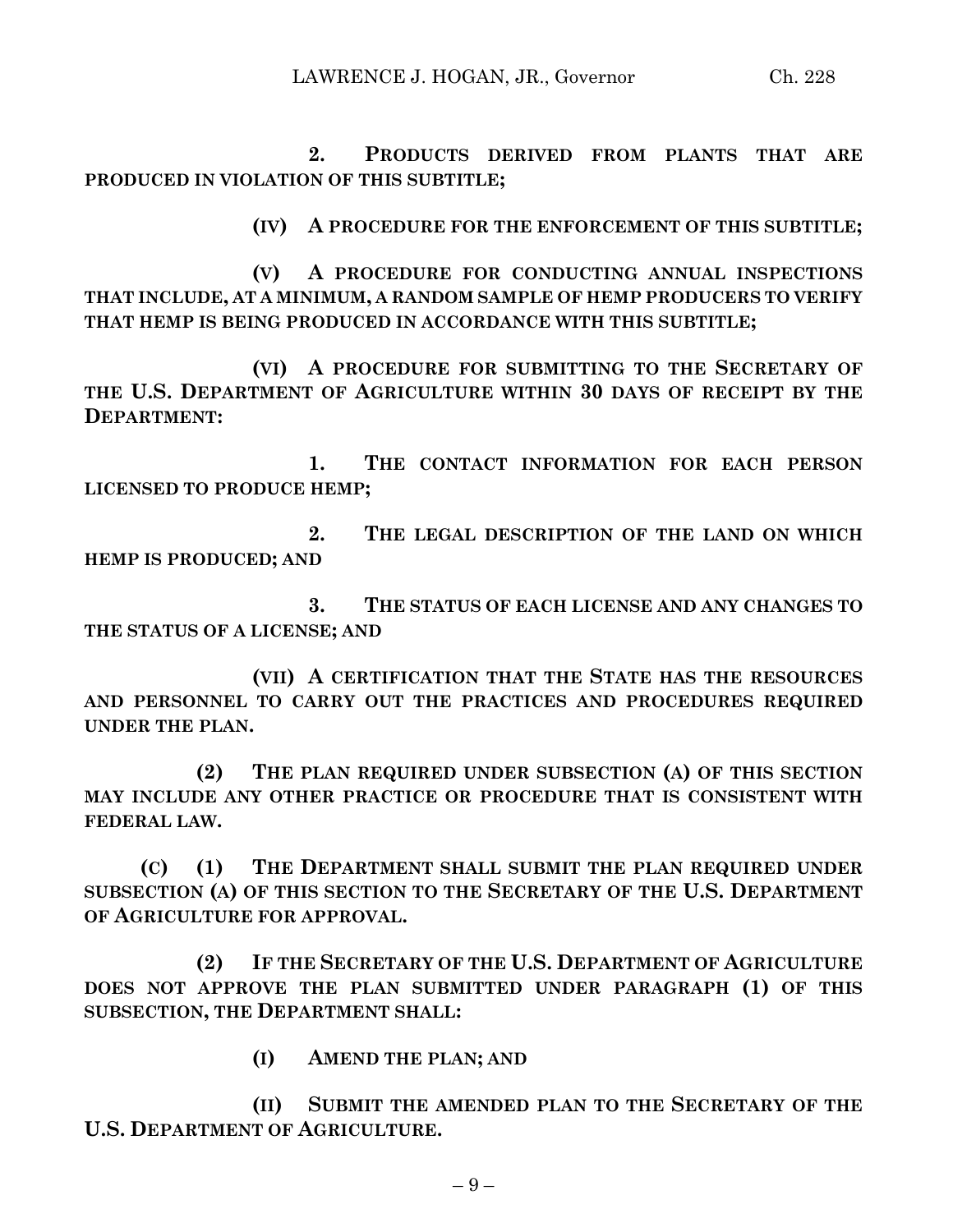**2. PRODUCTS DERIVED FROM PLANTS THAT ARE PRODUCED IN VIOLATION OF THIS SUBTITLE;**

**(IV) A PROCEDURE FOR THE ENFORCEMENT OF THIS SUBTITLE;**

**(V) A PROCEDURE FOR CONDUCTING ANNUAL INSPECTIONS THAT INCLUDE, AT A MINIMUM, A RANDOM SAMPLE OF HEMP PRODUCERS TO VERIFY THAT HEMP IS BEING PRODUCED IN ACCORDANCE WITH THIS SUBTITLE;**

**(VI) A PROCEDURE FOR SUBMITTING TO THE SECRETARY OF THE U.S. DEPARTMENT OF AGRICULTURE WITHIN 30 DAYS OF RECEIPT BY THE DEPARTMENT:**

**1. THE CONTACT INFORMATION FOR EACH PERSON LICENSED TO PRODUCE HEMP;**

**2. THE LEGAL DESCRIPTION OF THE LAND ON WHICH HEMP IS PRODUCED; AND**

**3. THE STATUS OF EACH LICENSE AND ANY CHANGES TO THE STATUS OF A LICENSE; AND**

**(VII) A CERTIFICATION THAT THE STATE HAS THE RESOURCES AND PERSONNEL TO CARRY OUT THE PRACTICES AND PROCEDURES REQUIRED UNDER THE PLAN.**

**(2) THE PLAN REQUIRED UNDER SUBSECTION (A) OF THIS SECTION MAY INCLUDE ANY OTHER PRACTICE OR PROCEDURE THAT IS CONSISTENT WITH FEDERAL LAW.**

**(C) (1) THE DEPARTMENT SHALL SUBMIT THE PLAN REQUIRED UNDER SUBSECTION (A) OF THIS SECTION TO THE SECRETARY OF THE U.S. DEPARTMENT OF AGRICULTURE FOR APPROVAL.**

**(2) IF THE SECRETARY OF THE U.S. DEPARTMENT OF AGRICULTURE DOES NOT APPROVE THE PLAN SUBMITTED UNDER PARAGRAPH (1) OF THIS SUBSECTION, THE DEPARTMENT SHALL:**

**(I) AMEND THE PLAN; AND**

**(II) SUBMIT THE AMENDED PLAN TO THE SECRETARY OF THE U.S. DEPARTMENT OF AGRICULTURE.**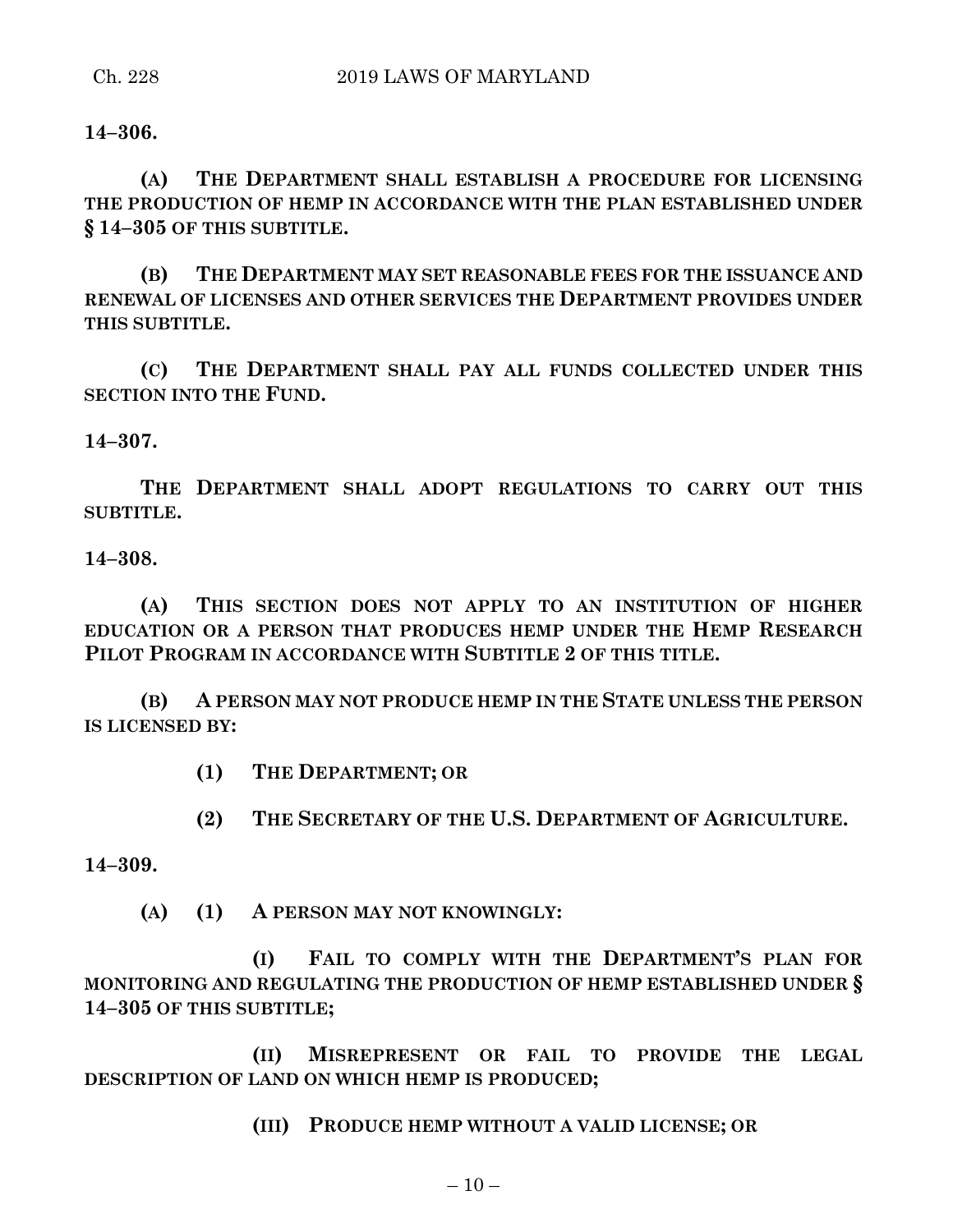**14–306.**

**(A) THE DEPARTMENT SHALL ESTABLISH A PROCEDURE FOR LICENSING THE PRODUCTION OF HEMP IN ACCORDANCE WITH THE PLAN ESTABLISHED UNDER § 14–305 OF THIS SUBTITLE.**

**(B) THE DEPARTMENT MAY SET REASONABLE FEES FOR THE ISSUANCE AND RENEWAL OF LICENSES AND OTHER SERVICES THE DEPARTMENT PROVIDES UNDER THIS SUBTITLE.**

**(C) THE DEPARTMENT SHALL PAY ALL FUNDS COLLECTED UNDER THIS SECTION INTO THE FUND.**

**14–307.**

**THE DEPARTMENT SHALL ADOPT REGULATIONS TO CARRY OUT THIS SUBTITLE.**

**14–308.**

**(A) THIS SECTION DOES NOT APPLY TO AN INSTITUTION OF HIGHER EDUCATION OR A PERSON THAT PRODUCES HEMP UNDER THE HEMP RESEARCH PILOT PROGRAM IN ACCORDANCE WITH SUBTITLE 2 OF THIS TITLE.**

**(B) A PERSON MAY NOT PRODUCE HEMP IN THE STATE UNLESS THE PERSON IS LICENSED BY:**

**(1) THE DEPARTMENT; OR**

**(2) THE SECRETARY OF THE U.S. DEPARTMENT OF AGRICULTURE.**

**14–309.**

**(A) (1) A PERSON MAY NOT KNOWINGLY:**

**(I) FAIL TO COMPLY WITH THE DEPARTMENT'S PLAN FOR MONITORING AND REGULATING THE PRODUCTION OF HEMP ESTABLISHED UNDER § 14–305 OF THIS SUBTITLE;**

**(II) MISREPRESENT OR FAIL TO PROVIDE THE LEGAL DESCRIPTION OF LAND ON WHICH HEMP IS PRODUCED;**

**(III) PRODUCE HEMP WITHOUT A VALID LICENSE; OR**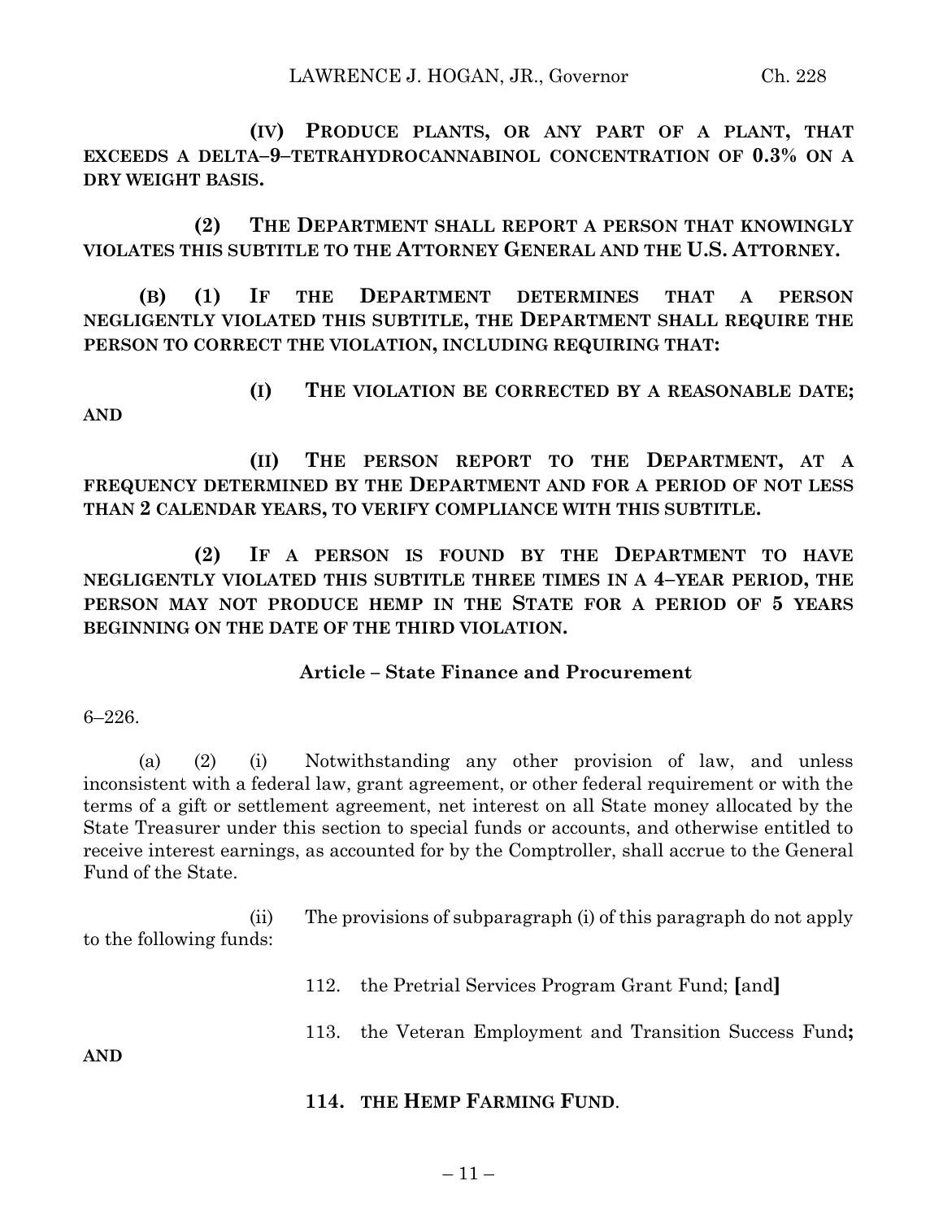**(IV) PRODUCE PLANTS, OR ANY PART OF A PLANT, THAT EXCEEDS A DELTA–9–TETRAHYDROCANNABINOL CONCENTRATION OF 0.3% ON A DRY WEIGHT BASIS.**

**(2) THE DEPARTMENT SHALL REPORT A PERSON THAT KNOWINGLY VIOLATES THIS SUBTITLE TO THE ATTORNEY GENERAL AND THE U.S. ATTORNEY.**

**(B) (1) IF THE DEPARTMENT DETERMINES THAT A PERSON NEGLIGENTLY VIOLATED THIS SUBTITLE, THE DEPARTMENT SHALL REQUIRE THE PERSON TO CORRECT THE VIOLATION, INCLUDING REQUIRING THAT:**

**(I) THE VIOLATION BE CORRECTED BY A REASONABLE DATE; AND**

**(II) THE PERSON REPORT TO THE DEPARTMENT, AT A FREQUENCY DETERMINED BY THE DEPARTMENT AND FOR A PERIOD OF NOT LESS THAN 2 CALENDAR YEARS, TO VERIFY COMPLIANCE WITH THIS SUBTITLE.**

**(2) IF A PERSON IS FOUND BY THE DEPARTMENT TO HAVE NEGLIGENTLY VIOLATED THIS SUBTITLE THREE TIMES IN A 4–YEAR PERIOD, THE PERSON MAY NOT PRODUCE HEMP IN THE STATE FOR A PERIOD OF 5 YEARS BEGINNING ON THE DATE OF THE THIRD VIOLATION.**

**Article – State Finance and Procurement**

6–226.

(a) (2) (i) Notwithstanding any other provision of law, and unless inconsistent with a federal law, grant agreement, or other federal requirement or with the terms of a gift or settlement agreement, net interest on all State money allocated by the State Treasurer under this section to special funds or accounts, and otherwise entitled to receive interest earnings, as accounted for by the Comptroller, shall accrue to the General Fund of the State.

(ii) The provisions of subparagraph (i) of this paragraph do not apply to the following funds:

112. the Pretrial Services Program Grant Fund; [and]

113. the Veteran Employment and Transition Success Fund**; AND**

**114. THE HEMP FARMING FUND**.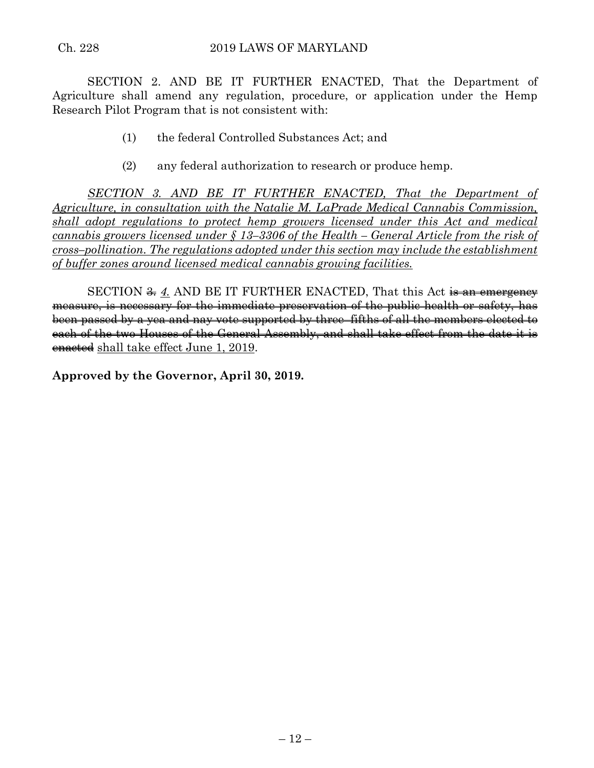SECTION 2. AND BE IT FURTHER ENACTED, That the Department of Agriculture shall amend any regulation, procedure, or application under the Hemp Research Pilot Program that is not consistent with:

(1) the federal Controlled Substances Act; and

(2) any federal authorization to research or produce hemp.

<u>*SECTION 3. AND BE IT FURTHER ENACTED, That the Department of Agriculture, in consultation with the Natalie M. LaPrade Medical Cannabis Commission, shall adopt regulations to protect hemp growers licensed under this Act and medical cannabis growers licensed under § 13–3306 of the Health – General Article from the risk of cross–pollination. The regulations adopted under this section may include the establishment of buffer zones around licensed medical cannabis growing facilities.*</u>

SECTION ~~3.~~ <u>*4.*</u> AND BE IT FURTHER ENACTED, That this Act ~~is an emergency measure, is necessary for the immediate preservation of the public health or safety, has been passed by a yea and nay vote supported by three–fifths of all the members elected to each of the two Houses of the General Assembly, and shall take effect from the date it is enacted~~ <u>shall take effect June 1, 2019</u>.

**Approved by the Governor, April 30, 2019.**